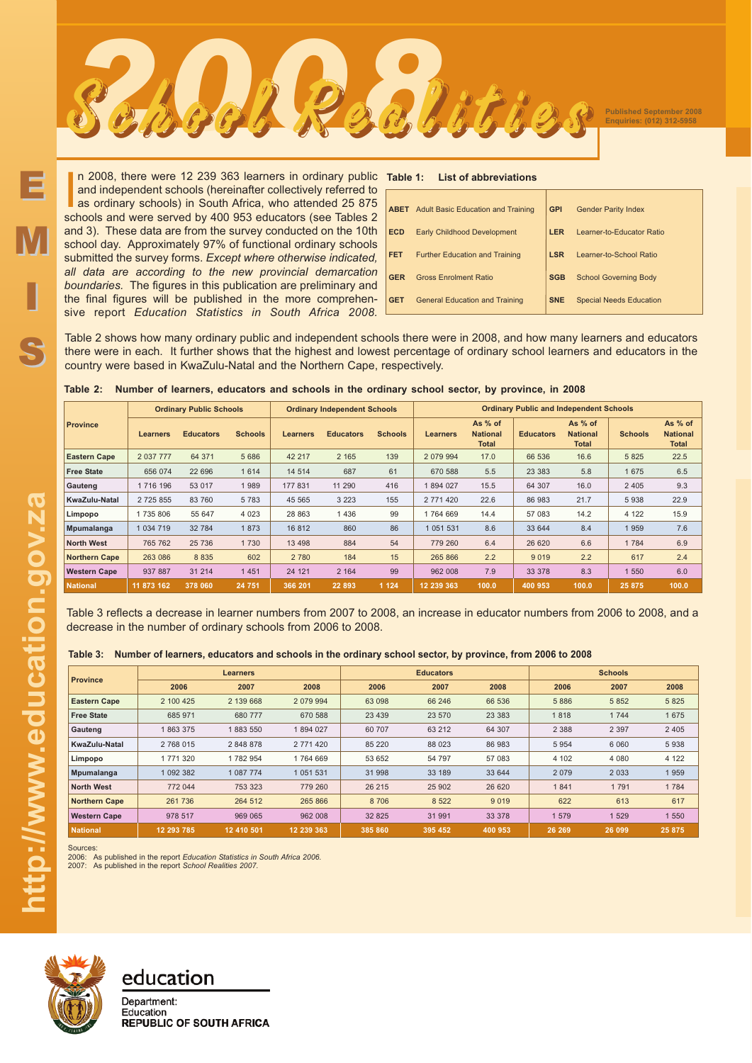# 2008 School Realities

Published September 2008
Enquiries: (012) 312-5958

In 2008, there were 12 239 363 learners in ordinary public and independent schools (hereinafter collectively referred to as ordinary schools) in South Africa, who attended 25 875 schools and were served by 400 953 educators (see Tables 2 and 3). These data are from the survey conducted on the 10th school day. Approximately 97% of functional ordinary schools submitted the survey forms. *Except where otherwise indicated, all data are according to the new provincial demarcation boundaries.* The figures in this publication are preliminary and the final figures will be published in the more comprehensive report *Education Statistics in South Africa 2008.*

**Table 1: List of abbreviations**

| | | | |
|---|---|---|---|
| **ABET** | Adult Basic Education and Training | **GPI** | Gender Parity Index |
| **ECD** | Early Childhood Development | **LER** | Learner-to-Educator Ratio |
| **FET** | Further Education and Training | **LSR** | Learner-to-School Ratio |
| **GER** | Gross Enrolment Ratio | **SGB** | School Governing Body |
| **GET** | General Education and Training | **SNE** | Special Needs Education |

Table 2 shows how many ordinary public and independent schools there were in 2008, and how many learners and educators there were in each. It further shows that the highest and lowest percentage of ordinary school learners and educators in the country were based in KwaZulu-Natal and the Northern Cape, respectively.

**Table 2: Number of learners, educators and schools in the ordinary school sector, by province, in 2008**

| Province | Ordinary Public Schools | | | Ordinary Independent Schools | | | Ordinary Public and Independent Schools | | | | | |
|---|---|---|---|---|---|---|---|---|---|---|---|---|
| | Learners | Educators | Schools | Learners | Educators | Schools | Learners | As % of National Total | Educators | As % of National Total | Schools | As % of National Total |
| **Eastern Cape** | 2 037 777 | 64 371 | 5 686 | 42 217 | 2 165 | 139 | 2 079 994 | 17.0 | 66 536 | 16.6 | 5 825 | 22.5 |
| **Free State** | 656 074 | 22 696 | 1 614 | 14 514 | 687 | 61 | 670 588 | 5.5 | 23 383 | 5.8 | 1 675 | 6.5 |
| **Gauteng** | 1 716 196 | 53 017 | 1 989 | 177 831 | 11 290 | 416 | 1 894 027 | 15.5 | 64 307 | 16.0 | 2 405 | 9.3 |
| **KwaZulu-Natal** | 2 725 855 | 83 760 | 5 783 | 45 565 | 3 223 | 155 | 2 771 420 | 22.6 | 86 983 | 21.7 | 5 938 | 22.9 |
| **Limpopo** | 1 735 806 | 55 647 | 4 023 | 28 863 | 1 436 | 99 | 1 764 669 | 14.4 | 57 083 | 14.2 | 4 122 | 15.9 |
| **Mpumalanga** | 1 034 719 | 32 784 | 1 873 | 16 812 | 860 | 86 | 1 051 531 | 8.6 | 33 644 | 8.4 | 1 959 | 7.6 |
| **North West** | 765 762 | 25 736 | 1 730 | 13 498 | 884 | 54 | 779 260 | 6.4 | 26 620 | 6.6 | 1 784 | 6.9 |
| **Northern Cape** | 263 086 | 8 835 | 602 | 2 780 | 184 | 15 | 265 866 | 2.2 | 9 019 | 2.2 | 617 | 2.4 |
| **Western Cape** | 937 887 | 31 214 | 1 451 | 24 121 | 2 164 | 99 | 962 008 | 7.9 | 33 378 | 8.3 | 1 550 | 6.0 |
| **National** | **11 873 162** | **378 060** | **24 751** | **366 201** | **22 893** | **1 124** | **12 239 363** | **100.0** | **400 953** | **100.0** | **25 875** | **100.0** |

Table 3 reflects a decrease in learner numbers from 2007 to 2008, an increase in educator numbers from 2006 to 2008, and a decrease in the number of ordinary schools from 2006 to 2008.

**Table 3: Number of learners, educators and schools in the ordinary school sector, by province, from 2006 to 2008**

| Province | Learners | | | Educators | | | Schools | | |
|---|---|---|---|---|---|---|---|---|---|
| | 2006 | 2007 | 2008 | 2006 | 2007 | 2008 | 2006 | 2007 | 2008 |
| **Eastern Cape** | 2 100 425 | 2 139 668 | 2 079 994 | 63 098 | 66 246 | 66 536 | 5 886 | 5 852 | 5 825 |
| **Free State** | 685 971 | 680 777 | 670 588 | 23 439 | 23 570 | 23 383 | 1 818 | 1 744 | 1 675 |
| **Gauteng** | 1 863 375 | 1 883 550 | 1 894 027 | 60 707 | 63 212 | 64 307 | 2 388 | 2 397 | 2 405 |
| **KwaZulu-Natal** | 2 768 015 | 2 848 878 | 2 771 420 | 85 220 | 88 023 | 86 983 | 5 954 | 6 060 | 5 938 |
| **Limpopo** | 1 771 320 | 1 782 954 | 1 764 669 | 53 652 | 54 797 | 57 083 | 4 102 | 4 080 | 4 122 |
| **Mpumalanga** | 1 092 382 | 1 087 774 | 1 051 531 | 31 998 | 33 189 | 33 644 | 2 079 | 2 033 | 1 959 |
| **North West** | 772 044 | 753 323 | 779 260 | 26 215 | 25 902 | 26 620 | 1 841 | 1 791 | 1 784 |
| **Northern Cape** | 261 736 | 264 512 | 265 866 | 8 706 | 8 522 | 9 019 | 622 | 613 | 617 |
| **Western Cape** | 978 517 | 969 065 | 962 008 | 32 825 | 31 991 | 33 378 | 1 579 | 1 529 | 1 550 |
| **National** | **12 293 785** | **12 410 501** | **12 239 363** | **385 860** | **395 452** | **400 953** | **26 269** | **26 099** | **25 875** |

Sources:
2006: As published in the report *Education Statistics in South Africa 2006.*
2007: As published in the report *School Realities 2007.*

education
Department:
Education
REPUBLIC OF SOUTH AFRICA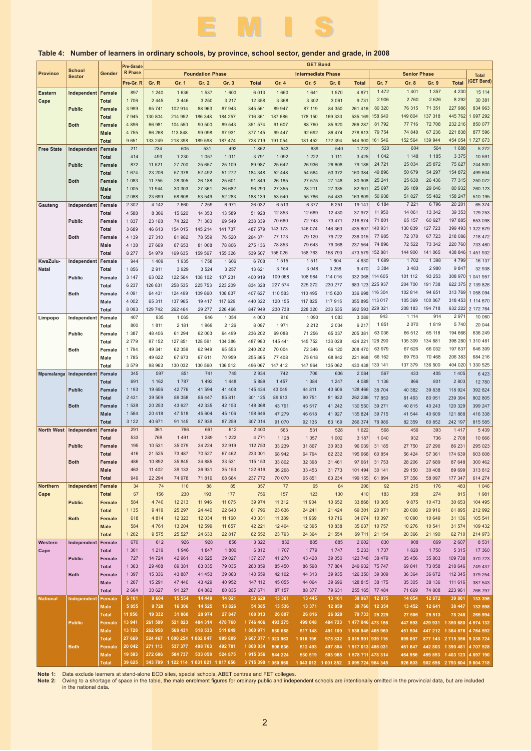# EMIS

## Table 4: Number of learners in ordinary schools, by province, school sector, gender and grade, in 2008

| Province | School Sector | Gender | Pre-Grade R Phase | GET Band | | | | | | | | | | | | | | |
|---|---|---|---|---|---|---|---|---|---|---|---|---|---|---|---|---|---|---|
| | | | | Foundation Phase | | | | | Intermediate Phase | | | | Senior Phase | | | | Total (GET Band) |
| | | | Pre-Gr. R | Gr. R | Gr. 1 | Gr. 2 | Gr. 3 | Total | Gr. 4 | Gr. 5 | Gr. 6 | Total | Gr. 7 | Gr. 8 | Gr. 9 | Total | |
| Eastern Cape | Independent | Female | 897 | 1 240 | 1 636 | 1 537 | 1 600 | 6 013 | 1 660 | 1 641 | 1 570 | 4 871 | 1 472 | 1 401 | 1 357 | 4 230 | 15 114 |
| | | Total | 1 706 | 2 445 | 3 446 | 3 250 | 3 217 | 12 358 | 3 368 | 3 302 | 3 061 | 9 731 | 2 906 | 2 760 | 2 626 | 8 292 | 30 381 |
| | Public | Female | 3 999 | 65 741 | 102 914 | 88 963 | 87 943 | 345 561 | 89 947 | 87 119 | 84 350 | 261 416 | 80 320 | 76 315 | 71 351 | 227 986 | 834 963 |
| | | Total | 7 945 | 130 804 | 214 952 | 186 348 | 184 257 | 716 361 | 187 686 | 178 150 | 169 333 | 535 169 | 158 640 | 149 804 | 137 318 | 445 762 | 1 697 292 |
| | Both | Female | 4 896 | 66 981 | 104 550 | 90 500 | 89 543 | 351 574 | 91 607 | 88 760 | 85 920 | 266 287 | 81 792 | 77 716 | 72 708 | 232 216 | 850 077 |
| | | Male | 4 755 | 66 268 | 113 848 | 99 098 | 97 931 | 377 145 | 99 447 | 92 692 | 86 474 | 278 613 | 79 754 | 74 848 | 67 236 | 221 838 | 877 596 |
| | | Total | 9 651 | 133 249 | 218 398 | 189 598 | 187 474 | 728 719 | 191 054 | 181 452 | 172 394 | 544 900 | 161 546 | 152 564 | 139 944 | 454 054 | 1 727 673 |
| Free State | Independent | Female | 211 | 234 | 605 | 531 | 492 | 1 862 | 543 | 639 | 540 | 1 722 | 520 | 604 | 564 | 1 688 | 5 272 |
| | | Total | 414 | 493 | 1 230 | 1 057 | 1 011 | 3 791 | 1 092 | 1 222 | 1 111 | 3 425 | 1 042 | 1 148 | 1 185 | 3 375 | 10 591 |
| | Public | Female | 872 | 11 521 | 27 700 | 25 657 | 25 109 | 89 987 | 25 642 | 26 936 | 26 608 | 79 186 | 24 721 | 25 034 | 25 872 | 75 627 | 244 800 |
| | | Total | 1 674 | 23 206 | 57 378 | 52 492 | 51 272 | 184 348 | 52 448 | 54 564 | 53 372 | 160 384 | 49 896 | 50 679 | 54 297 | 154 872 | 499 604 |
| | Both | Female | 1 083 | 11 755 | 28 305 | 26 188 | 25 601 | 91 849 | 26 185 | 27 575 | 27 148 | 80 908 | 25 241 | 25 638 | 26 436 | 77 315 | 250 072 |
| | | Male | 1 005 | 11 944 | 30 303 | 27 361 | 26 682 | 96 290 | 27 355 | 28 211 | 27 335 | 82 901 | 25 697 | 26 189 | 29 046 | 80 932 | 260 123 |
| | | Total | 2 088 | 23 699 | 58 608 | 53 549 | 52 283 | 188 139 | 53 540 | 55 786 | 54 483 | 163 809 | 50 938 | 51 827 | 55 482 | 158 247 | 510 195 |
| Gauteng | Independent | Female | 2 302 | 4 142 | 7 660 | 7 259 | 6 971 | 26 032 | 6 513 | 6 377 | 6 251 | 19 141 | 6 184 | 7 221 | 6 796 | 20 201 | 65 374 |
| | | Total | 4 588 | 8 366 | 15 620 | 14 353 | 13 589 | 51 928 | 12 853 | 12 689 | 12 430 | 37 972 | 11 950 | 14 061 | 13 342 | 39 353 | 129 253 |
| | Public | Female | 1 837 | 23 168 | 74 322 | 71 300 | 69 549 | 238 339 | 70 660 | 72 743 | 73 471 | 216 874 | 71 801 | 65 157 | 60 927 | 197 885 | 653 098 |
| | | Total | 3 689 | 46 613 | 154 015 | 145 214 | 141 737 | 487 579 | 143 173 | 146 074 | 146 360 | 435 607 | 140 931 | 130 839 | 127 723 | 399 493 | 1 322 679 |
| | Both | Female | 4 139 | 27 310 | 81 982 | 78 559 | 76 520 | 264 371 | 77 173 | 79 120 | 79 722 | 236 015 | 77 985 | 72 378 | 67 723 | 218 086 | 718 472 |
| | | Male | 4 138 | 27 669 | 87 653 | 81 008 | 78 806 | 275 136 | 78 853 | 79 643 | 79 068 | 237 564 | 74 896 | 72 522 | 73 342 | 220 760 | 733 460 |
| | | Total | 8 277 | 54 979 | 169 635 | 159 567 | 155 326 | 539 507 | 156 026 | 158 763 | 158 790 | 473 579 | 152 881 | 144 900 | 141 065 | 438 846 | 1 451 932 |
| KwaZulu-Natal | Independent | Female | 944 | 1 409 | 1 935 | 1 758 | 1 606 | 6 708 | 1 515 | 1 511 | 1 604 | 4 630 | 1 699 | 1 702 | 1 398 | 4 799 | 16 137 |
| | | Total | 1 856 | 2 911 | 3 929 | 3 524 | 3 257 | 13 621 | 3 164 | 3 048 | 3 258 | 9 470 | 3 384 | 3 483 | 2 980 | 9 847 | 32 938 |
| | Public | Female | 3 147 | 63 022 | 122 564 | 108 102 | 107 231 | 400 919 | 109 068 | 108 984 | 114 016 | 332 068 | 114 605 | 101 112 | 93 253 | 308 970 | 1 041 957 |
| | | Total | 6 237 | 126 831 | 258 535 | 225 753 | 223 209 | 834 328 | 227 574 | 225 272 | 230 277 | 683 123 | 225 937 | 204 700 | 191 738 | 622 375 | 2 139 826 |
| | Both | Female | 4 091 | 64 431 | 124 499 | 109 860 | 108 837 | 407 627 | 110 583 | 110 495 | 115 620 | 336 698 | 116 304 | 102 814 | 94 651 | 313 769 | 1 058 094 |
| | | Male | 4 002 | 65 311 | 137 965 | 19 417 | 117 629 | 440 322 | 120 155 | 117 825 | 117 915 | 355 895 | 113 017 | 105 369 | 100 067 | 318 453 | 1 114 670 |
| | | Total | 8 093 | 129 742 | 262 464 | 29 277 | 226 466 | 847 949 | 230 738 | 228 320 | 233 535 | 692 593 | 229 321 | 208 183 | 194 718 | 632 222 | 2 172 764 |
| Limpopo | Independent | Female | 407 | 935 | 1 065 | 946 | 1 054 | 4 000 | 916 | 1 090 | 1 083 | 3 089 | 943 | 1 114 | 914 | 2 971 | 10 060 |
| | | Total | 800 | 1 811 | 2 181 | 1 969 | 2 126 | 8 087 | 1 971 | 2 212 | 2 034 | 6 217 | 1 851 | 2 070 | 1 819 | 5 740 | 20 044 |
| | Public | Female | 1 387 | 48 406 | 61 294 | 62 003 | 64 499 | 236 202 | 69 088 | 71 256 | 65 037 | 205 381 | 63 036 | 66 512 | 65 118 | 194 666 | 636 249 |
| | | Total | 2 779 | 97 152 | 127 851 | 128 591 | 134 386 | 487 980 | 145 441 | 145 752 | 133 028 | 424 221 | 128 290 | 135 309 | 134 681 | 398 280 | 1 310 481 |
| | Both | Female | 1 794 | 49 341 | 62 359 | 62 949 | 65 553 | 240 202 | 70 004 | 72 346 | 66 120 | 208 470 | 63 979 | 67 626 | 66 032 | 197 637 | 646 309 |
| | | Male | 1 785 | 49 622 | 67 673 | 67 611 | 70 959 | 255 865 | 77 408 | 75 618 | 68 942 | 221 968 | 66 162 | 69 753 | 70 468 | 206 383 | 684 216 |
| | | Total | 3 579 | 98 963 | 130 032 | 130 560 | 136 512 | 496 067 | 147 412 | 147 964 | 135 062 | 430 438 | 130 141 | 137 379 | 136 500 | 404 020 | 1 330 525 |
| Mpumalanga | Independent | Female | 345 | 597 | 851 | 741 | 745 | 2 934 | 742 | 706 | 636 | 2 084 | 567 | 433 | 405 | 1 405 | 6 423 |
| | | Total | 691 | 1 162 | 1 787 | 1 492 | 1 448 | 5 889 | 1 457 | 1 384 | 1 247 | 4 088 | 1 136 | 866 | 801 | 2 803 | 12 780 |
| | Public | Female | 1 193 | 19 656 | 42 776 | 41 594 | 41 408 | 145 434 | 43 049 | 44 811 | 40 606 | 128 466 | 38 704 | 40 382 | 39 838 | 118 924 | 392 824 |
| | | Total | 2 431 | 39 509 | 89 358 | 86 447 | 85 811 | 301 125 | 89 613 | 90 751 | 81 922 | 262 286 | 77 850 | 81 493 | 80 051 | 239 394 | 802 805 |
| | Both | Female | 1 538 | 20 253 | 43 627 | 42 335 | 42 153 | 148 368 | 43 791 | 45 517 | 41 242 | 130 550 | 39 271 | 40 815 | 40 243 | 120 329 | 399 247 |
| | | Male | 1 584 | 20 418 | 47 518 | 45 604 | 45 106 | 158 646 | 47 279 | 46 618 | 41 927 | 135 824 | 39 715 | 41 544 | 40 609 | 121 868 | 416 338 |
| | | Total | 3 122 | 40 671 | 91 145 | 87 939 | 87 259 | 307 014 | 91 070 | 92 135 | 83 169 | 266 374 | 78 986 | 82 359 | 80 852 | 242 197 | 815 585 |
| North West | Independent | Female | 291 | 361 | 766 | 661 | 612 | 2 400 | 563 | 531 | 528 | 1 622 | 568 | 456 | 393 | 1 417 | 5 439 |
| | | Total | 533 | 769 | 1 491 | 1 289 | 1 222 | 4 771 | 1 128 | 1 057 | 1 002 | 3 187 | 1 040 | 932 | 736 | 2 708 | 10 666 |
| | Public | Female | 195 | 10 531 | 35 079 | 34 224 | 32 919 | 112 753 | 33 239 | 31 867 | 30 933 | 96 039 | 31 185 | 27 750 | 27 296 | 86 231 | 295 023 |
| | | Total | 416 | 21 525 | 73 487 | 70 527 | 67 462 | 233 001 | 68 942 | 64 794 | 62 232 | 195 968 | 60 854 | 56 424 | 57 361 | 174 639 | 603 608 |
| | Both | Female | 486 | 10 892 | 35 845 | 34 885 | 33 531 | 115 153 | 33 802 | 32 398 | 31 461 | 97 661 | 31 753 | 28 206 | 27 689 | 87 648 | 300 462 |
| | | Male | 463 | 11 402 | 39 133 | 36 931 | 35 153 | 122 619 | 36 268 | 33 453 | 31 773 | 101 494 | 30 141 | 29 150 | 30 408 | 89 699 | 313 812 |
| | | Total | 949 | 22 294 | 74 978 | 71 816 | 68 684 | 237 772 | 70 070 | 65 851 | 63 234 | 199 155 | 61 894 | 57 356 | 58 097 | 177 347 | 614 274 |
| Northern Cape | Independent | Female | 34 | 74 | 110 | 88 | 85 | 357 | 77 | 65 | 64 | 206 | 92 | 215 | 176 | 483 | 1 046 |
| | | Total | 67 | 156 | 230 | 193 | 177 | 756 | 157 | 123 | 130 | 410 | 183 | 358 | 274 | 815 | 1 981 |
| | Public | Female | 584 | 4 740 | 12 213 | 11 946 | 11 075 | 39 974 | 11 312 | 11 904 | 10 652 | 33 868 | 10 305 | 9 875 | 10 473 | 30 653 | 104 495 |
| | | Total | 1 135 | 9 419 | 25 297 | 24 440 | 22 640 | 81 796 | 23 636 | 24 241 | 21 424 | 69 301 | 20 971 | 20 008 | 20 916 | 61 895 | 212 992 |
| | Both | Female | 618 | 4 814 | 12 323 | 12 034 | 11 160 | 40 331 | 11 389 | 11 969 | 10 716 | 34 074 | 10 397 | 10 090 | 10 649 | 31 136 | 105 541 |
| | | Male | 584 | 4 761 | 13 204 | 12 599 | 11 657 | 42 221 | 12 404 | 12 395 | 10 838 | 35 637 | 10 757 | 10 276 | 10 541 | 31 574 | 109 432 |
| | | Total | 1 202 | 9 575 | 25 527 | 24 633 | 22 817 | 82 552 | 23 793 | 24 364 | 21 554 | 69 711 | 21 154 | 20 366 | 21 190 | 62 710 | 214 973 |
| Western Cape | Independent | Female | 670 | 612 | 926 | 928 | 856 | 3 322 | 832 | 885 | 885 | 2 602 | 830 | 908 | 869 | 2 607 | 8 531 |
| | | Total | 1 301 | 1 219 | 1 946 | 1 847 | 1 800 | 6 812 | 1 707 | 1 779 | 1 747 | 5 233 | 1 737 | 1 828 | 1 750 | 5 315 | 17 360 |
| | Public | Female | 727 | 14 724 | 42 961 | 40 525 | 39 027 | 137 237 | 41 270 | 43 428 | 39 050 | 123 748 | 38 479 | 35 456 | 35 803 | 109 738 | 370 723 |
| | | Total | 1 363 | 29 408 | 89 381 | 83 035 | 79 035 | 280 859 | 85 450 | 86 598 | 77 884 | 249 932 | 75 747 | 69 841 | 73 058 | 218 646 | 749 437 |
| | Both | Female | 1 397 | 15 336 | 43 887 | 41 453 | 39 883 | 140 559 | 42 102 | 44 313 | 39 935 | 126 350 | 39 309 | 36 364 | 36 672 | 112 345 | 379 254 |
| | | Male | 1 267 | 15 291 | 47 440 | 43 429 | 40 952 | 147 112 | 45 055 | 44 064 | 39 696 | 128 815 | 38 175 | 35 305 | 38 136 | 111 616 | 387 543 |
| | | Total | 2 664 | 30 627 | 91 327 | 84 882 | 80 835 | 287 671 | 87 157 | 88 377 | 79 631 | 255 165 | 77 484 | 71 669 | 74 808 | 223 961 | 766 797 |
| National | Independent | Female | 6 101 | 9 604 | 15 554 | 14 449 | 14 021 | 53 628 | 13 361 | 13 445 | 13 161 | 39 967 | 12 875 | 14 054 | 12 872 | 39 801 | 133 396 |
| | | Male | 5 855 | 9 728 | 16 306 | 14 525 | 13 826 | 54 385 | 13 536 | 13 371 | 12 859 | 39 766 | 12 354 | 13 452 | 12 641 | 38 447 | 132 598 |
| | | Total | 11 956 | 19 332 | 31 860 | 28 974 | 27 847 | 108 013 | 26 897 | 26 816 | 26 020 | 79 733 | 25 229 | 27 506 | 25 513 | 78 248 | 265 994 |
| | Public | Female | 13 941 | 261 509 | 521 823 | 484 314 | 478 760 | 1 746 406 | 493 275 | 499 048 | 484 723 | 1 477 046 | 473 156 | 447 593 | 429 931 | 1 350 680 | 4 574 132 |
| | | Male | 13 728 | 262 958 | 568 431 | 518 533 | 511 049 | 1 860 971 | 530 688 | 517 148 | 491 109 | 1 538 945 | 465 960 | 451 504 | 447 212 | 1 364 676 | 4 764 592 |
| | | Total | 27 669 | 524 467 | 1 090 254 | 1 002 847 | 989 809 | 3 607 377 | 1 023 963 | 1 016 196 | 975 832 | 3 015 991 | 939 116 | 899 097 | 877 143 | 2 715 356 | 9 338 724 |
| | Both | Female | 20 042 | 271 113 | 537 377 | 498 763 | 492 781 | 1 800 034 | 506 636 | 512 493 | 497 884 | 1 517 013 | 486 031 | 461 647 | 442 803 | 1 390 481 | 4 707 528 |
| | | Male | 19 583 | 272 686 | 584 737 | 533 058 | 524 875 | 1 915 356 | 544 224 | 530 519 | 503 968 | 1 578 711 | 478 314 | 464 956 | 459 853 | 1 403 123 | 4 897 190 |
| | | Total | 39 625 | 543 799 | 1 122 114 | 1 031 821 | 1 017 656 | 3 715 390 | 1 050 860 | 1 043 012 | 1 001 852 | 3 095 724 | 964 345 | 926 603 | 902 656 | 2 793 604 | 9 604 718 |

**Note 1:** Data exclude learners at stand-alone ECD sites, special schools, ABET centres and FET colleges.

**Note 2:** Owing to a shortage of space in the table, the male enrolment figures for ordinary public and independent schools are intentionally omitted in the provincial data, but are included in the national data.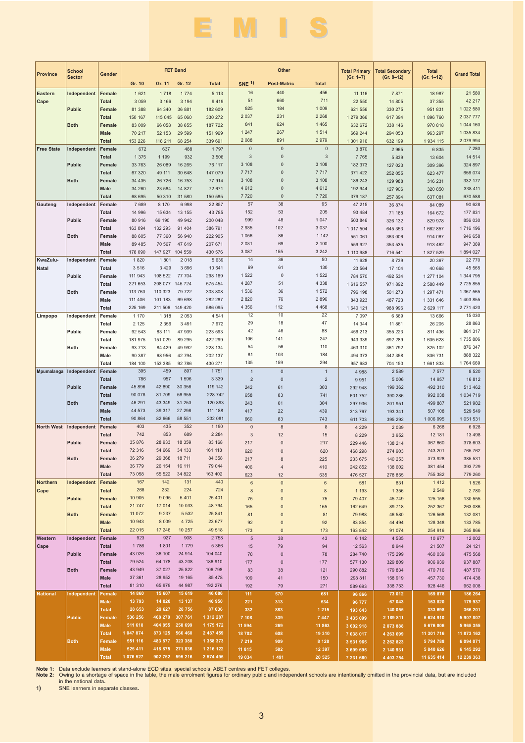| Province | School Sector | Gender | FET Band | | | | Other | | | Total Primary (Gr. 1–7) | Total Secondary (Gr. 8–12) | Total (Gr. 1–12) | Grand Total |
|---|---|---|---|---|---|---|---|---|---|---|---|---|---|
| | | | Gr. 10 | Gr. 11 | Gr. 12 | Total | SNE 1) | Post-Matric | Total | | | | |
| Eastern Cape | Independent | Female | 1 621 | 1 718 | 1 774 | 5 113 | 16 | 440 | 456 | 11 116 | 7 871 | 18 987 | 21 580 |
| | | Total | 3 059 | 3 166 | 3 194 | 9 419 | 51 | 660 | 711 | 22 550 | 14 805 | 37 355 | 42 217 |
| | Public | Female | 81 388 | 64 340 | 36 881 | 182 609 | 825 | 184 | 1 009 | 621 556 | 330 275 | 951 831 | 1 022 580 |
| | | Total | 150 167 | 115 045 | 65 060 | 330 272 | 2 037 | 231 | 2 268 | 1 279 366 | 617 394 | 1 896 760 | 2 037 777 |
| | Both | Female | 83 009 | 66 058 | 38 655 | 187 722 | 841 | 624 | 1 465 | 632 672 | 338 146 | 970 818 | 1 044 160 |
| | | Male | 70 217 | 52 153 | 29 599 | 151 969 | 1 247 | 267 | 1 514 | 669 244 | 294 053 | 963 297 | 1 035 834 |
| | | Total | 153 226 | 118 211 | 68 254 | 339 691 | 2 088 | 891 | 2 979 | 1 301 916 | 632 199 | 1 934 115 | 2 079 994 |
| Free State | Independent | Female | 672 | 637 | 488 | 1 797 | 0 | 0 | 0 | 3 870 | 2 965 | 6 835 | 7 280 |
| | | Total | 1 375 | 1 199 | 932 | 3 506 | 3 | 0 | 3 | 7 765 | 5 839 | 13 604 | 14 514 |
| | Public | Female | 33 763 | 26 089 | 16 265 | 76 117 | 3 108 | 0 | 3 108 | 182 373 | 127 023 | 309 396 | 324 897 |
| | | Total | 67 320 | 49 111 | 30 648 | 147 079 | 7 717 | 0 | 7 717 | 371 422 | 252 055 | 623 477 | 656 074 |
| | Both | Female | 34 435 | 26 726 | 16 753 | 77 914 | 3 108 | 0 | 3 108 | 186 243 | 129 988 | 316 231 | 332 177 |
| | | Male | 34 260 | 23 584 | 14 827 | 72 671 | 4 612 | 0 | 4 612 | 192 944 | 127 906 | 320 850 | 338 411 |
| | | Total | 68 695 | 50 310 | 31 580 | 150 585 | 7 720 | 0 | 7 720 | 379 187 | 257 894 | 637 081 | 670 588 |
| Gauteng | Independent | Female | 7 689 | 8 170 | 6 998 | 22 857 | 57 | 38 | 95 | 47 215 | 36 874 | 84 089 | 90 628 |
| | | Total | 14 996 | 15 634 | 13 155 | 43 785 | 152 | 53 | 205 | 93 484 | 71 188 | 164 672 | 177 831 |
| | Public | Female | 80 916 | 69 190 | 49 942 | 200 048 | 999 | 48 | 1 047 | 503 846 | 326 132 | 829 978 | 856 030 |
| | | Total | 163 094 | 132 293 | 91 404 | 386 791 | 2 935 | 102 | 3 037 | 1 017 504 | 645 353 | 1 662 857 | 1 716 196 |
| | Both | Female | 88 605 | 77 360 | 56 940 | 222 905 | 1 056 | 86 | 1 142 | 551 061 | 363 006 | 914 067 | 946 658 |
| | | Male | 89 485 | 70 567 | 47 619 | 207 671 | 2 031 | 69 | 2 100 | 559 927 | 353 535 | 913 462 | 947 369 |
| | | Total | 178 090 | 147 927 | 104 559 | 430 576 | 3 087 | 155 | 3 242 | 1 110 988 | 716 541 | 1 827 529 | 1 894 027 |
| KwaZulu-Natal | Independent | Female | 1 820 | 1 801 | 2 018 | 5 639 | 14 | 36 | 50 | 11 628 | 8 739 | 20 367 | 22 770 |
| | | Total | 3 516 | 3 429 | 3 696 | 10 641 | 69 | 61 | 130 | 23 564 | 17 104 | 40 668 | 45 565 |
| | Public | Female | 111 943 | 108 522 | 77 704 | 298 169 | 1 522 | 0 | 1 522 | 784 570 | 492 534 | 1 277 104 | 1 344 795 |
| | | Total | 221 653 | 208 077 | 145 724 | 575 454 | 4 287 | 51 | 4 338 | 1 616 557 | 971 892 | 2 588 449 | 2 725 855 |
| | Both | Female | 113 763 | 110 323 | 79 722 | 303 808 | 1 536 | 36 | 1 572 | 796 198 | 501 273 | 1 297 471 | 1 367 565 |
| | | Male | 111 406 | 101 183 | 69 698 | 282 287 | 2 820 | 76 | 2 896 | 843 923 | 487 723 | 1 331 646 | 1 403 855 |
| | | Total | 225 169 | 211 506 | 149 420 | 586 095 | 4 356 | 112 | 4 468 | 1 640 121 | 988 996 | 2 629 117 | 2 771 420 |
| Limpopo | Independent | Female | 1 170 | 1 318 | 2 053 | 4 541 | 12 | 10 | 22 | 7 097 | 6 569 | 13 666 | 15 030 |
| | | Total | 2 125 | 2 356 | 3 491 | 7 972 | 29 | 18 | 47 | 14 344 | 11 861 | 26 205 | 28 863 |
| | Public | Female | 92 543 | 83 111 | 47 939 | 223 593 | 42 | 46 | 88 | 456 213 | 355 223 | 811 436 | 861 317 |
| | | Total | 181 975 | 151 029 | 89 295 | 422 299 | 106 | 141 | 247 | 943 339 | 692 289 | 1 635 628 | 1 735 806 |
| | Both | Female | 93 713 | 84 429 | 49 992 | 228 134 | 54 | 56 | 110 | 463 310 | 361 792 | 825 102 | 876 347 |
| | | Male | 90 387 | 68 956 | 42 794 | 202 137 | 81 | 103 | 184 | 494 373 | 342 358 | 836 731 | 888 322 |
| | | Total | 184 100 | 153 385 | 92 786 | 430 271 | 135 | 159 | 294 | 957 683 | 704 150 | 1 661 833 | 1 764 669 |
| Mpumalanga | Independent | Female | 395 | 459 | 897 | 1 751 | 1 | 0 | 1 | 4 988 | 2 589 | 7 577 | 8 520 |
| | | Total | 786 | 957 | 1 596 | 3 339 | 2 | 0 | 2 | 9 951 | 5 006 | 14 957 | 16 812 |
| | Public | Female | 45 896 | 42 890 | 30 356 | 119 142 | 242 | 61 | 303 | 292 948 | 199 362 | 492 310 | 513 462 |
| | | Total | 90 078 | 81 709 | 56 955 | 228 742 | 658 | 83 | 741 | 601 752 | 390 286 | 992 038 | 1 034 719 |
| | Both | Female | 46 291 | 43 349 | 31 253 | 120 893 | 243 | 61 | 304 | 297 936 | 201 951 | 499 887 | 521 982 |
| | | Male | 44 573 | 39 317 | 27 298 | 111 188 | 417 | 22 | 439 | 313 767 | 193 341 | 507 108 | 529 549 |
| | | Total | 90 864 | 82 666 | 58 551 | 232 081 | 660 | 83 | 743 | 611 703 | 395 292 | 1 006 995 | 1 051 531 |
| North West | Independent | Female | 403 | 435 | 352 | 1 190 | 0 | 8 | 8 | 4 229 | 2 039 | 6 268 | 6 928 |
| | | Total | 742 | 853 | 689 | 2 284 | 3 | 12 | 15 | 8 229 | 3 952 | 12 181 | 13 498 |
| | Public | Female | 35 876 | 28 933 | 18 359 | 83 168 | 217 | 0 | 217 | 229 446 | 138 214 | 367 660 | 378 603 |
| | | Total | 72 316 | 54 669 | 34 133 | 161 118 | 620 | 0 | 620 | 468 298 | 274 903 | 743 201 | 765 762 |
| | Both | Female | 36 279 | 29 368 | 18 711 | 84 358 | 217 | 8 | 225 | 233 675 | 140 253 | 373 928 | 385 531 |
| | | Male | 36 779 | 26 154 | 16 111 | 79 044 | 406 | 4 | 410 | 242 852 | 138 602 | 381 454 | 393 729 |
| | | Total | 73 058 | 55 522 | 34 822 | 163 402 | 623 | 12 | 635 | 476 527 | 278 855 | 755 382 | 779 260 |
| Northern Cape | Independent | Female | 167 | 142 | 131 | 440 | 6 | 0 | 6 | 581 | 831 | 1 412 | 1 526 |
| | | Total | 268 | 232 | 224 | 724 | 8 | 0 | 8 | 1 193 | 1 356 | 2 549 | 2 780 |
| | Public | Female | 10 905 | 9 095 | 5 401 | 25 401 | 75 | 0 | 75 | 79 407 | 45 749 | 125 156 | 130 555 |
| | | Total | 21 747 | 17 014 | 10 033 | 48 794 | 165 | 0 | 165 | 162 649 | 89 718 | 252 367 | 263 086 |
| | Both | Female | 11 072 | 9 237 | 5 532 | 25 841 | 81 | 0 | 81 | 79 988 | 46 580 | 126 568 | 132 081 |
| | | Male | 10 943 | 8 009 | 4 725 | 23 677 | 92 | 0 | 92 | 83 854 | 44 494 | 128 348 | 133 785 |
| | | Total | 22 015 | 17 246 | 10 257 | 49 518 | 173 | 0 | 173 | 163 842 | 91 074 | 254 916 | 265 866 |
| Western Cape | Independent | Female | 923 | 927 | 908 | 2 758 | 5 | 38 | 43 | 6 142 | 4 535 | 10 677 | 12 002 |
| | | Total | 1 786 | 1 801 | 1 779 | 5 366 | 15 | 79 | 94 | 12 563 | 8 944 | 21 507 | 24 121 |
| | Public | Female | 43 026 | 36 100 | 24 914 | 104 040 | 78 | 0 | 78 | 284 740 | 175 299 | 460 039 | 475 568 |
| | | Total | 79 524 | 64 178 | 43 208 | 186 910 | 177 | 0 | 177 | 577 130 | 329 809 | 906 939 | 937 887 |
| | Both | Female | 43 949 | 37 027 | 25 822 | 106 798 | 83 | 38 | 121 | 290 882 | 179 834 | 470 716 | 487 570 |
| | | Male | 37 361 | 28 952 | 19 165 | 85 478 | 109 | 41 | 150 | 298 811 | 158 919 | 457 730 | 474 438 |
| | | Total | 81 310 | 65 979 | 44 987 | 192 276 | 192 | 79 | 271 | 589 693 | 338 753 | 928 446 | 962 008 |
| **National** | **Independent** | **Female** | **14 860** | **15 607** | **15 619** | **46 086** | **111** | **570** | **681** | **96 866** | **73 012** | **169 878** | **186 264** |
| | | **Male** | **13 793** | **14 020** | **13 137** | **40 950** | **221** | **313** | **534** | **96 777** | **67 043** | **163 820** | **179 937** |
| | | **Total** | **28 653** | **29 627** | **28 756** | **87 036** | **332** | **883** | **1 215** | **193 643** | **140 055** | **333 698** | **366 201** |
| | **Public** | **Female** | **536 256** | **468 270** | **307 761** | **1 312 287** | **7 108** | **339** | **7 447** | **3 435 099** | **2 189 811** | **5 624 910** | **5 907 807** |
| | | **Male** | **511 618** | **404 855** | **258 699** | **1 175 172** | **11 594** | **269** | **11 863** | **3 602 918** | **2 073 888** | **5 676 806** | **5 965 355** |
| | | **Total** | **1 047 874** | **873 125** | **566 460** | **2 487 459** | **18 702** | **608** | **19 310** | **7 038 017** | **4 263 699** | **11 301 716** | **11 873 162** |
| | **Both** | **Female** | **551 116** | **483 877** | **323 380** | **1 358 373** | **7 219** | **909** | **8 128** | **3 531 965** | **2 262 823** | **5 794 788** | **6 094 071** |
| | | **Male** | **525 411** | **418 875** | **271 836** | **1 216 122** | **11 815** | **582** | **12 397** | **3 699 695** | **2 140 931** | **5 840 626** | **6 145 292** |
| | | **Total** | **1 076 527** | **902 752** | **595 216** | **2 574 495** | **19 034** | **1 491** | **20 525** | **7 231 660** | **4 403 754** | **11 635 414** | **12 239 363** |

**Note 1:** Data exclude learners at stand-alone ECD sites, special schools, ABET centres and FET colleges.
**Note 2:** Owing to a shortage of space in the table, the male enrolment figures for ordinary public and independent schools are intentionally omitted in the provincial data, but are included in the national data.
**1)** SNE learners in separate classes.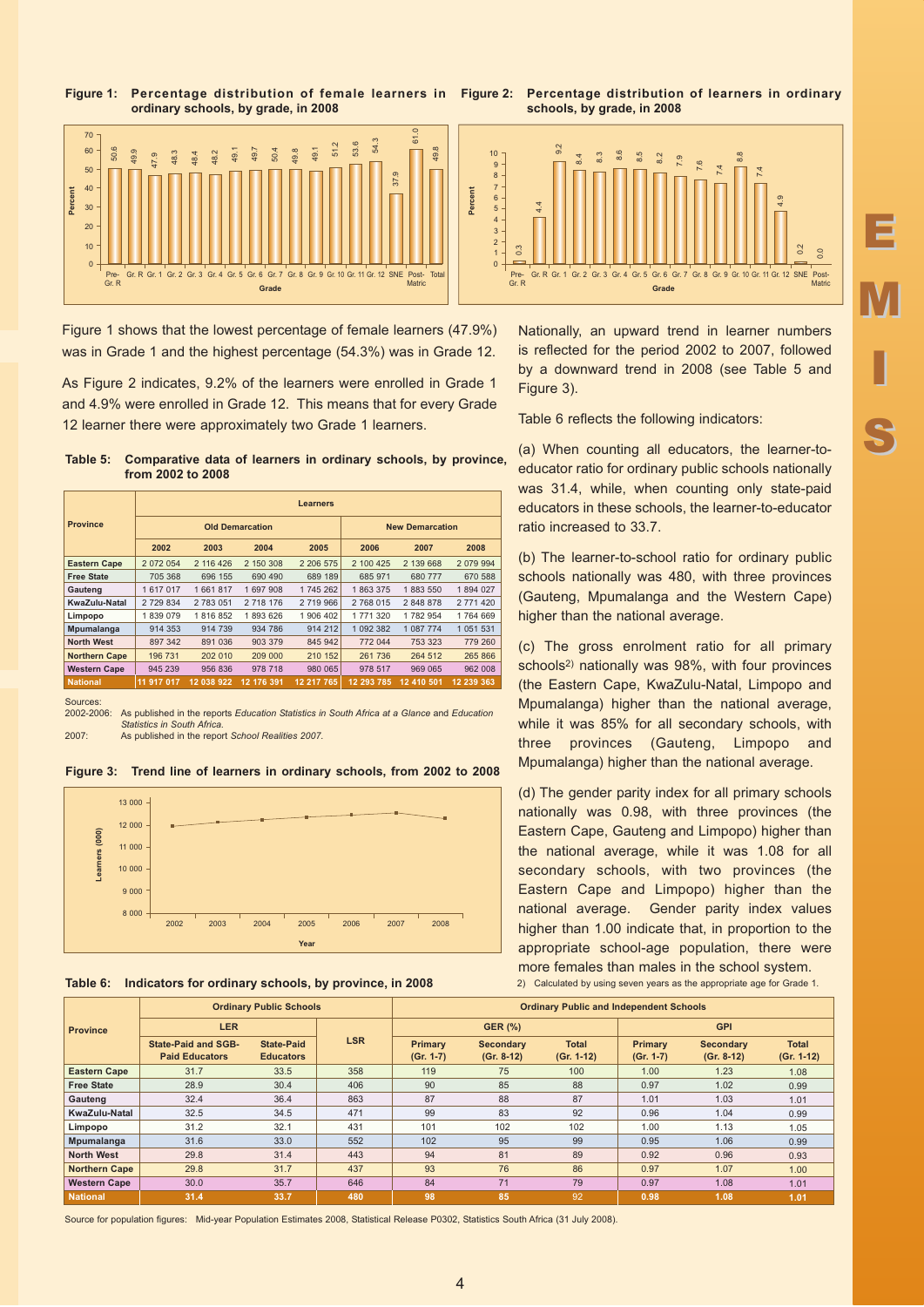**Figure 1: Percentage distribution of female learners in ordinary schools, by grade, in 2008**

70
60
50
40
30
20
10
0
Percent
50.6 49.9 47.9 48.3 48.4 48.2 49.1 49.7 50.4 49.8 49.1 51.2 53.6 54.3 37.9 61.0 49.8
Pre-Gr. R Gr. R Gr. 1 Gr. 2 Gr. 3 Gr. 4 Gr. 5 Gr. 6 Gr. 7 Gr. 8 Gr. 9 Gr. 10 Gr. 11 Gr. 12 SNE Post-Matric Total
Grade

**Figure 2: Percentage distribution of learners in ordinary schools, by grade, in 2008**

10
9
8
7
6
5
4
3
2
1
0
Percent
0.3 4.4 9.2 8.4 8.3 8.6 8.5 8.2 7.9 7.6 7.4 8.8 7.4 4.9 0.2 0.0
Pre-Gr. R Gr. R Gr. 1 Gr. 2 Gr. 3 Gr. 4 Gr. 5 Gr. 6 Gr. 7 Gr. 8 Gr. 9 Gr. 10 Gr. 11 Gr. 12 SNE Post-Matric
Grade

Figure 1 shows that the lowest percentage of female learners (47.9%) was in Grade 1 and the highest percentage (54.3%) was in Grade 12.

As Figure 2 indicates, 9.2% of the learners were enrolled in Grade 1 and 4.9% were enrolled in Grade 12. This means that for every Grade 12 learner there were approximately two Grade 1 learners.

**Table 5: Comparative data of learners in ordinary schools, by province, from 2002 to 2008**

| Province | Learners | | | | | | |
|---|---|---|---|---|---|---|---|
| | Old Demarcation | | | | New Demarcation | | |
| | 2002 | 2003 | 2004 | 2005 | 2006 | 2007 | 2008 |
| Eastern Cape | 2 072 054 | 2 116 426 | 2 150 308 | 2 206 575 | 2 100 425 | 2 139 668 | 2 079 994 |
| Free State | 705 368 | 696 155 | 690 490 | 689 189 | 685 971 | 680 777 | 670 588 |
| Gauteng | 1 617 017 | 1 661 817 | 1 697 908 | 1 745 262 | 1 863 375 | 1 883 550 | 1 894 027 |
| KwaZulu-Natal | 2 729 834 | 2 783 051 | 2 718 176 | 2 719 966 | 2 768 015 | 2 848 878 | 2 771 420 |
| Limpopo | 1 839 079 | 1 816 852 | 1 893 626 | 1 906 402 | 1 771 320 | 1 782 954 | 1 764 669 |
| Mpumalanga | 914 353 | 914 739 | 934 786 | 914 212 | 1 092 382 | 1 087 774 | 1 051 531 |
| North West | 897 342 | 891 036 | 903 379 | 845 942 | 772 044 | 753 323 | 779 260 |
| Northern Cape | 196 731 | 202 010 | 209 000 | 210 152 | 261 736 | 264 512 | 265 866 |
| Western Cape | 945 239 | 956 836 | 978 718 | 980 065 | 978 517 | 969 065 | 962 008 |
| National | 11 917 017 | 12 038 922 | 12 176 391 | 12 217 765 | 12 293 785 | 12 410 501 | 12 239 363 |

Sources:
2002-2006: As published in the reports *Education Statistics in South Africa at a Glance* and *Education Statistics in South Africa.*
2007: As published in the report *School Realities 2007.*

**Figure 3: Trend line of learners in ordinary schools, from 2002 to 2008**

13 000
12 000
11 000
10 000
9 000
8 000
Learners (000)
2002 2003 2004 2005 2006 2007 2008
Year

Nationally, an upward trend in learner numbers is reflected for the period 2002 to 2007, followed by a downward trend in 2008 (see Table 5 and Figure 3).

Table 6 reflects the following indicators:

(a) When counting all educators, the learner-to-educator ratio for ordinary public schools nationally was 31.4, while, when counting only state-paid educators in these schools, the learner-to-educator ratio increased to 33.7.

(b) The learner-to-school ratio for ordinary public schools nationally was 480, with three provinces (Gauteng, Mpumalanga and the Western Cape) higher than the national average.

(c) The gross enrolment ratio for all primary schools[2)] nationally was 98%, with four provinces (the Eastern Cape, KwaZulu-Natal, Limpopo and Mpumalanga) higher than the national average, while it was 85% for all secondary schools, with three provinces (Gauteng, Limpopo and Mpumalanga) higher than the national average.

(d) The gender parity index for all primary schools nationally was 0.98, with three provinces (the Eastern Cape, Gauteng and Limpopo) higher than the national average, while it was 1.08 for all secondary schools, with two provinces (the Eastern Cape and Limpopo) higher than the national average. Gender parity index values higher than 1.00 indicate that, in proportion to the appropriate school-age population, there were more females than males in the school system.

2) Calculated by using seven years as the appropriate age for Grade 1.

**Table 6: Indicators for ordinary schools, by province, in 2008**

| Province | Ordinary Public Schools | | | Ordinary Public and Independent Schools | | | | | |
|---|---|---|---|---|---|---|---|---|---|
| | LER | | LSR | GER (%) | | | GPI | | |
| | State-Paid and SGB-Paid Educators | State-Paid Educators | | Primary (Gr. 1-7) | Secondary (Gr. 8-12) | Total (Gr. 1-12) | Primary (Gr. 1-7) | Secondary (Gr. 8-12) | Total (Gr. 1-12) |
| Eastern Cape | 31.7 | 33.5 | 358 | 119 | 75 | 100 | 1.00 | 1.23 | 1.08 |
| Free State | 28.9 | 30.4 | 406 | 90 | 85 | 88 | 0.97 | 1.02 | 0.99 |
| Gauteng | 32.4 | 36.4 | 863 | 87 | 88 | 87 | 1.01 | 1.03 | 1.01 |
| KwaZulu-Natal | 32.5 | 34.5 | 471 | 99 | 83 | 92 | 0.96 | 1.04 | 0.99 |
| Limpopo | 31.2 | 32.1 | 431 | 101 | 102 | 102 | 1.00 | 1.13 | 1.05 |
| Mpumalanga | 31.6 | 33.0 | 552 | 102 | 95 | 99 | 0.95 | 1.06 | 0.99 |
| North West | 29.8 | 31.4 | 443 | 94 | 81 | 89 | 0.92 | 0.96 | 0.93 |
| Northern Cape | 29.8 | 31.7 | 437 | 93 | 76 | 86 | 0.97 | 1.07 | 1.00 |
| Western Cape | 30.0 | 35.7 | 646 | 84 | 71 | 79 | 0.97 | 1.08 | 1.01 |
| National | 31.4 | 33.7 | 480 | 98 | 85 | 92 | 0.98 | 1.08 | 1.01 |

Source for population figures: Mid-year Population Estimates 2008, Statistical Release P0302, Statistics South Africa (31 July 2008).